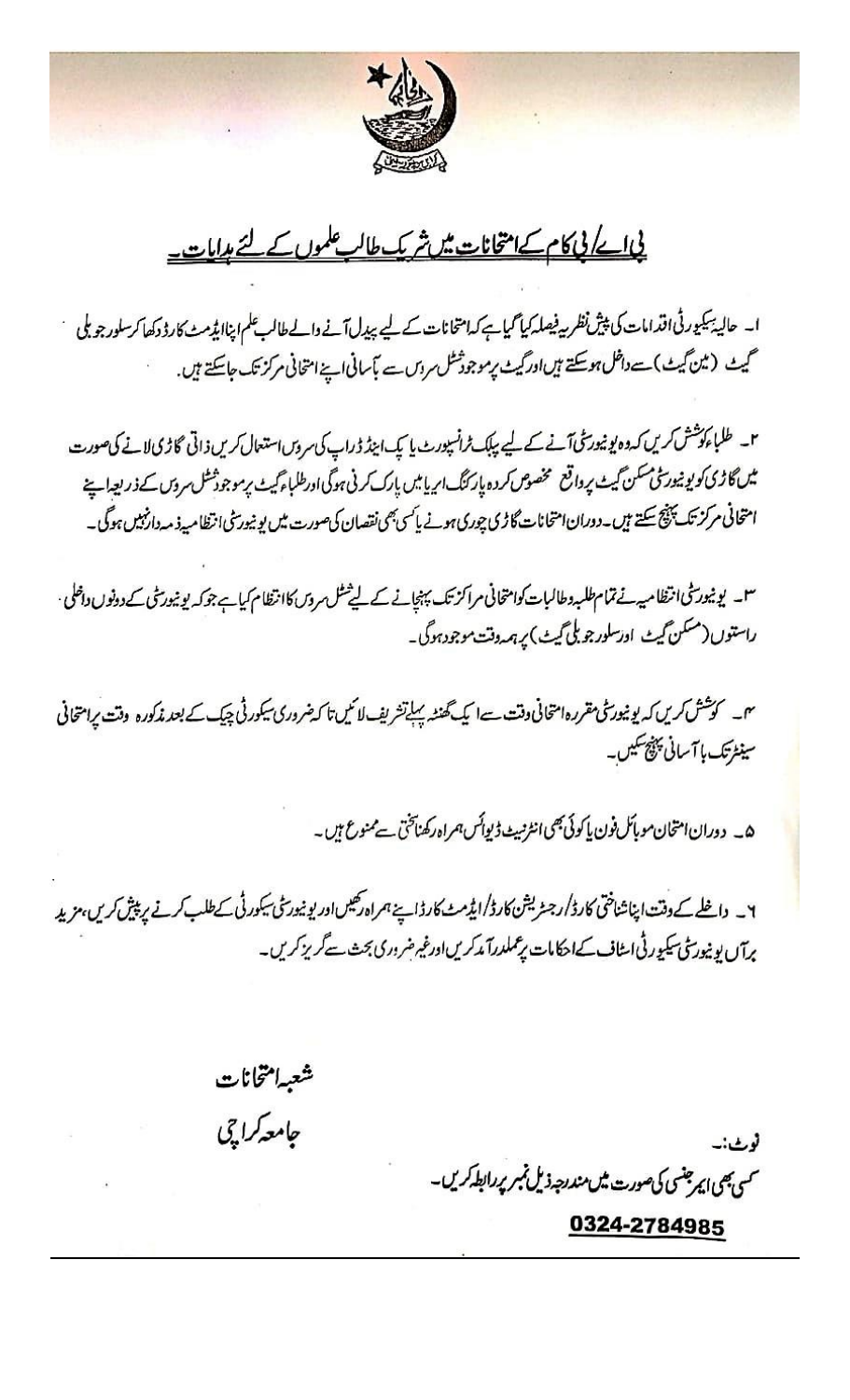## بی اے/ بی کام کے امتحانات میں شریک طالب علموں کے لئے ہدایات۔

۱۔ حالیہ سیکیورٹی اقدامات کی پیش نظر یہ فیصلہ کیا گیا ہے کہ امتحانات کے لیے پیدل آنے والے طالب علم اپنا ایڈمٹ کارڈ دکھا کر سلور جوبلی گیٹ (مین گیٹ) سے داخل ہو سکتے ہیں اور گیٹ پر موجود شٹل سروس سے بآسانی اپنے امتحانی مرکز تک جا سکتے ہیں۔

۲۔ طلباء کوشش کریں کہ وہ یونیورسٹی آنے کے لیے پبلک ٹرانسپورٹ یا پک اینڈ ڈراپ کی سروس استعمال کریں ذاتی گاڑی لانے کی صورت میں گاڑی کو یونیورسٹی مسکن گیٹ پر واقع مخصوص کردہ پارکنگ ایریا میں پارک کرنی ہوگی اور طلباء گیٹ پر موجود شٹل سروس کے ذریعہ اپنے امتحانی مرکز تک پہنچ سکتے ہیں۔ دوران امتحانات گاڑی چوری ہونے یا کسی بھی نقصان کی صورت میں یونیورسٹی انتظامیہ ذمہ دار نہیں ہوگی۔

۳۔ یونیورسٹی انتظامیہ نے تمام طلبہ و طالبات کو امتحانی مراکز تک پہنچانے کے لیے شٹل سروس کا انتظام کیا ہے جو کہ یونیورسٹی کے دونوں داخلی راستوں (مسکن گیٹ اور سلور جوبلی گیٹ) پر ہمہ وقت موجود ہوگی۔

۴۔ کوشش کریں کہ یونیورسٹی مقررہ امتحانی وقت سے ایک گھنٹہ پہلے تشریف لائیں تا کہ ضروری سیکورٹی چیک کے بعد مذکورہ وقت پر امتحانی سینٹر تک با آسانی پہنچ سکیں۔

۵۔ دوران امتحان موبائل فون یا کوئی بھی انٹرنیٹ ڈیوائس ہمراہ رکھنا سختی سے ممنوع ہیں۔

۶۔ داخلے کے وقت اپنا شناختی کارڈ/ رجسٹریشن کارڈ/ ایڈمٹ کارڈ اپنے ہمراہ رکھیں اور یونیورسٹی سیکورٹی کے طلب کرنے پر پیش کریں، مزید برآں یونیورسٹی سیکورٹی اسٹاف کے احکامات پر عملدرآمد کریں اور غیر ضروری بحث سے گریز کریں۔

شعبہ امتحانات

جامعہ کراچی

نوٹ:۔

کسی بھی ایمرجنسی کی صورت میں مندرجہ ذیل نمبر پر رابطہ کریں۔

**0324-2784985**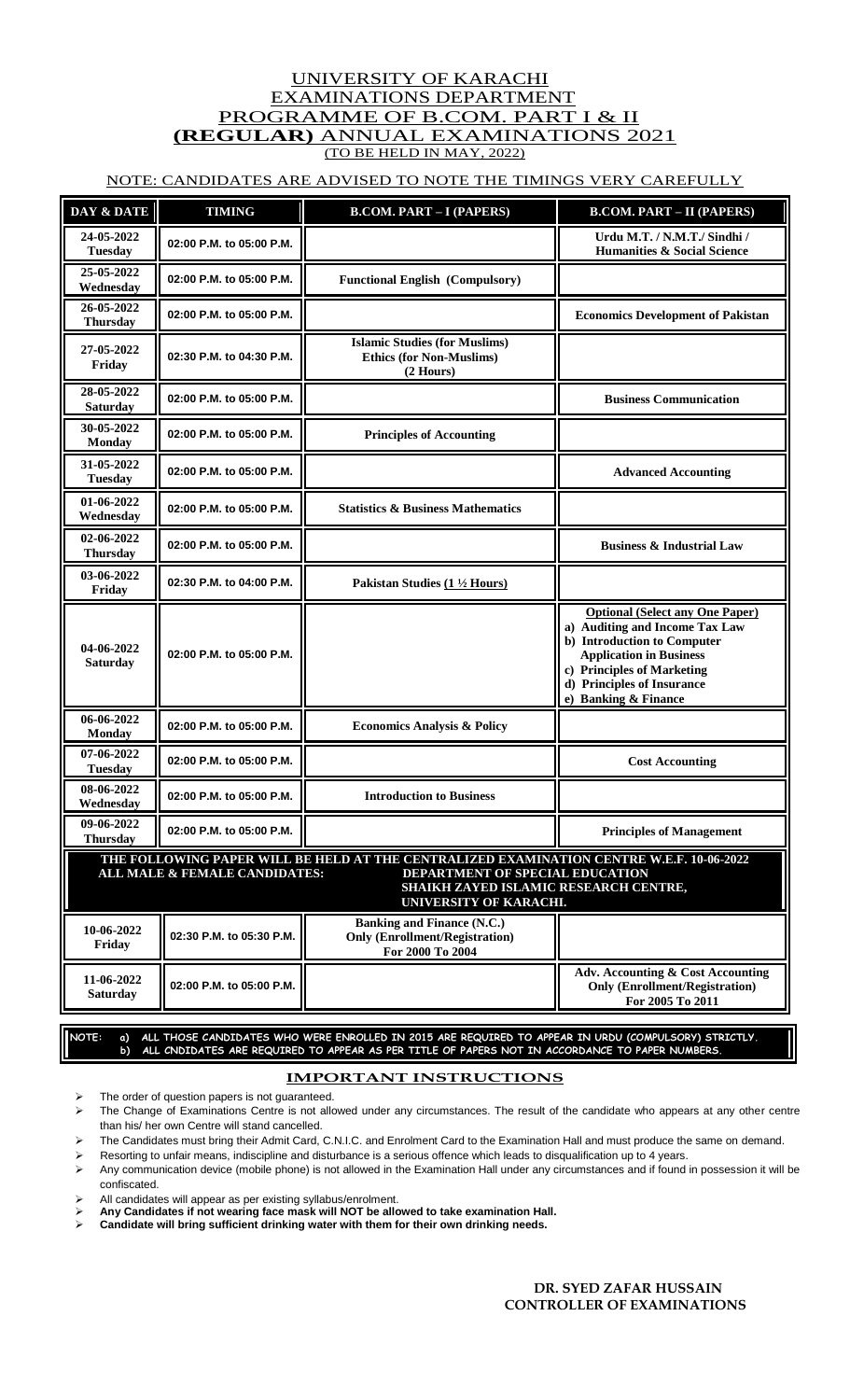# UNIVERSITY OF KARACHI
# EXAMINATIONS DEPARTMENT
## PROGRAMME OF B.COM. PART I & II
## (REGULAR) ANNUAL EXAMINATIONS 2021
(TO BE HELD IN MAY, 2022)

NOTE: CANDIDATES ARE ADVISED TO NOTE THE TIMINGS VERY CAREFULLY

| DAY & DATE | TIMING | B.COM. PART – I (PAPERS) | B.COM. PART – II (PAPERS) |
|---|---|---|---|
| 24-05-2022 Tuesday | 02:00 P.M. to 05:00 P.M. | | Urdu M.T. / N.M.T./ Sindhi / Humanities & Social Science |
| 25-05-2022 Wednesday | 02:00 P.M. to 05:00 P.M. | Functional English (Compulsory) | |
| 26-05-2022 Thursday | 02:00 P.M. to 05:00 P.M. | | Economics Development of Pakistan |
| 27-05-2022 Friday | 02:30 P.M. to 04:30 P.M. | Islamic Studies (for Muslims) Ethics (for Non-Muslims) (2 Hours) | |
| 28-05-2022 Saturday | 02:00 P.M. to 05:00 P.M. | | Business Communication |
| 30-05-2022 Monday | 02:00 P.M. to 05:00 P.M. | Principles of Accounting | |
| 31-05-2022 Tuesday | 02:00 P.M. to 05:00 P.M. | | Advanced Accounting |
| 01-06-2022 Wednesday | 02:00 P.M. to 05:00 P.M. | Statistics & Business Mathematics | |
| 02-06-2022 Thursday | 02:00 P.M. to 05:00 P.M. | | Business & Industrial Law |
| 03-06-2022 Friday | 02:30 P.M. to 04:00 P.M. | Pakistan Studies (1 ½ Hours) | |
| 04-06-2022 Saturday | 02:00 P.M. to 05:00 P.M. | | Optional (Select any One Paper) a) Auditing and Income Tax Law b) Introduction to Computer Application in Business c) Principles of Marketing d) Principles of Insurance e) Banking & Finance |
| 06-06-2022 Monday | 02:00 P.M. to 05:00 P.M. | Economics Analysis & Policy | |
| 07-06-2022 Tuesday | 02:00 P.M. to 05:00 P.M. | | Cost Accounting |
| 08-06-2022 Wednesday | 02:00 P.M. to 05:00 P.M. | Introduction to Business | |
| 09-06-2022 Thursday | 02:00 P.M. to 05:00 P.M. | | Principles of Management |
| **THE FOLLOWING PAPER WILL BE HELD AT THE CENTRALIZED EXAMINATION CENTRE W.E.F. 10-06-2022 ALL MALE & FEMALE CANDIDATES: DEPARTMENT OF SPECIAL EDUCATION SHAIKH ZAYED ISLAMIC RESEARCH CENTRE, UNIVERSITY OF KARACHI.** | | | |
| 10-06-2022 Friday | 02:30 P.M. to 05:30 P.M. | Banking and Finance (N.C.) Only (Enrollment/Registration) For 2000 To 2004 | |
| 11-06-2022 Saturday | 02:00 P.M. to 05:00 P.M. | | Adv. Accounting & Cost Accounting Only (Enrollment/Registration) For 2005 To 2011 |

NOTE: a) ALL THOSE CANDIDATES WHO WERE ENROLLED IN 2015 ARE REQUIRED TO APPEAR IN URDU (COMPULSORY) STRICTLY.
b) ALL CNDIDATES ARE REQUIRED TO APPEAR AS PER TITLE OF PAPERS NOT IN ACCORDANCE TO PAPER NUMBERS.

## IMPORTANT INSTRUCTIONS

- The order of question papers is not guaranteed.
- The Change of Examinations Centre is not allowed under any circumstances. The result of the candidate who appears at any other centre than his/ her own Centre will stand cancelled.
- The Candidates must bring their Admit Card, C.N.I.C. and Enrolment Card to the Examination Hall and must produce the same on demand.
- Resorting to unfair means, indiscipline and disturbance is a serious offence which leads to disqualification up to 4 years.
- Any communication device (mobile phone) is not allowed in the Examination Hall under any circumstances and if found in possession it will be confiscated.
- All candidates will appear as per existing syllabus/enrolment.
- **Any Candidates if not wearing face mask will NOT be allowed to take examination Hall.**
- **Candidate will bring sufficient drinking water with them for their own drinking needs.**

**DR. SYED ZAFAR HUSSAIN**
**CONTROLLER OF EXAMINATIONS**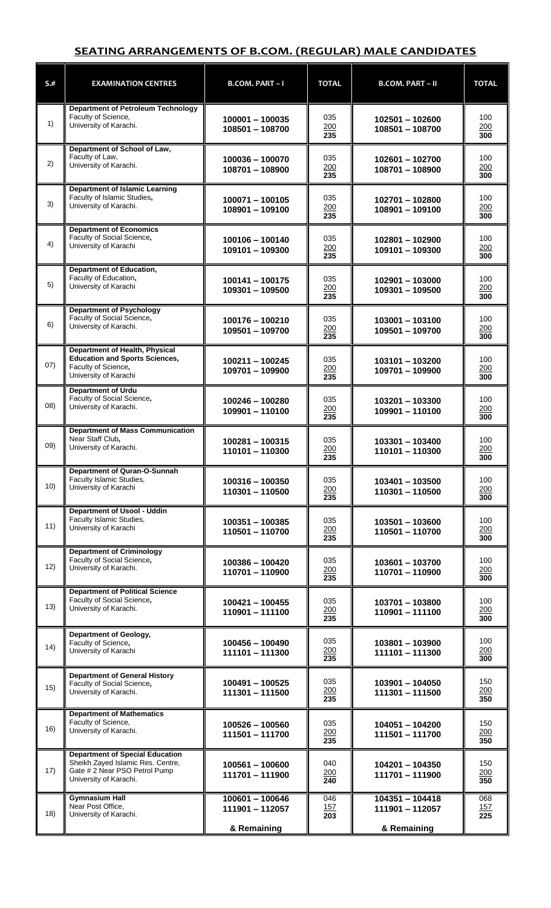## SEATING ARRANGEMENTS OF B.COM. (REGULAR) MALE CANDIDATES

| S.# | EXAMINATION CENTRES | B.COM. PART – I | TOTAL | B.COM. PART – II | TOTAL |
|---|---|---|---|---|---|
| 1) | **Department of Petroleum Technology** Faculty of Science, University of Karachi. | **100001 – 100035** **108501 – 108700** | 035 200 **235** | **102501 – 102600** **108501 – 108700** | 100 200 **300** |
| 2) | **Department of School of Law,** Faculty of Law, University of Karachi. | **100036 – 100070** **108701 – 108900** | 035 200 **235** | **102601 – 102700** **108701 – 108900** | 100 200 **300** |
| 3) | **Department of Islamic Learning** Faculty of Islamic Studies, University of Karachi. | **100071 – 100105** **108901 – 109100** | 035 200 **235** | **102701 – 102800** **108901 – 109100** | 100 200 **300** |
| 4) | **Department of Economics** Faculty of Social Science, University of Karachi | **100106 – 100140** **109101 – 109300** | 035 200 **235** | **102801 – 102900** **109101 – 109300** | 100 200 **300** |
| 5) | **Department of Education,** Faculty of Education, University of Karachi | **100141 – 100175** **109301 – 109500** | 035 200 **235** | **102901 – 103000** **109301 – 109500** | 100 200 **300** |
| 6) | **Department of Psychology** Faculty of Social Science, University of Karachi. | **100176 – 100210** **109501 – 109700** | 035 200 **235** | **103001 – 103100** **109501 – 109700** | 100 200 **300** |
| 07) | **Department of Health, Physical Education and Sports Sciences,** Faculty of Science, University of Karachi | **100211 – 100245** **109701 – 109900** | 035 200 **235** | **103101 – 103200** **109701 – 109900** | 100 200 **300** |
| 08) | **Department of Urdu** Faculty of Social Science, University of Karachi. | **100246 – 100280** **109901 – 110100** | 035 200 **235** | **103201 – 103300** **109901 – 110100** | 100 200 **300** |
| 09) | **Department of Mass Communication** Near Staff Club, University of Karachi. | **100281 – 100315** **110101 – 110300** | 035 200 **235** | **103301 – 103400** **110101 – 110300** | 100 200 **300** |
| 10) | **Department of Quran-O-Sunnah** Faculty Islamic Studies, University of Karachi | **100316 – 100350** **110301 – 110500** | 035 200 **235** | **103401 – 103500** **110301 – 110500** | 100 200 **300** |
| 11) | **Department of Usool - Uddin** Faculty Islamic Studies, University of Karachi | **100351 – 100385** **110501 – 110700** | 035 200 **235** | **103501 – 103600** **110501 – 110700** | 100 200 **300** |
| 12) | **Department of Criminology** Faculty of Social Science, University of Karachi. | **100386 – 100420** **110701 – 110900** | 035 200 **235** | **103601 – 103700** **110701 – 110900** | 100 200 **300** |
| 13) | **Department of Political Science** Faculty of Social Science, University of Karachi. | **100421 – 100455** **110901 – 111100** | 035 200 **235** | **103701 – 103800** **110901 – 111100** | 100 200 **300** |
| 14) | **Department of Geology,** Faculty of Science, University of Karachi | **100456 – 100490** **111101 – 111300** | 035 200 **235** | **103801 – 103900** **111101 – 111300** | 100 200 **300** |
| 15) | **Department of General History** Faculty of Social Science, University of Karachi. | **100491 – 100525** **111301 – 111500** | 035 200 **235** | **103901 – 104050** **111301 – 111500** | 150 200 **350** |
| 16) | **Department of Mathematics** Faculty of Science, University of Karachi. | **100526 – 100560** **111501 – 111700** | 035 200 **235** | **104051 – 104200** **111501 – 111700** | 150 200 **350** |
| 17) | **Department of Special Education** Sheikh Zayed Islamic Res. Centre, Gate # 2 Near PSO Petrol Pump University of Karachi. | **100561 – 100600** **111701 – 111900** | 040 200 **240** | **104201 – 104350** **111701 – 111900** | 150 200 **350** |
| 18) | **Gymnasium Hall** Near Post Office, University of Karachi. | **100601 – 100646** **111901 – 112057** **& Remaining** | 046 157 **203** | **104351 – 104418** **111901 – 112057** **& Remaining** | 068 157 **225** |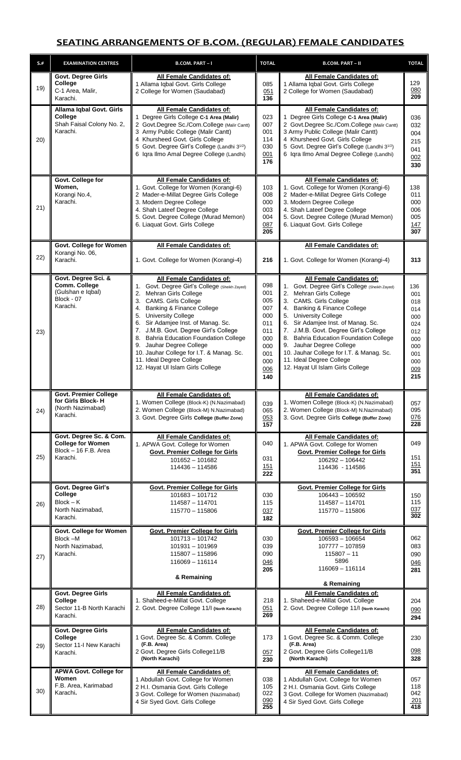## SEATING ARRANGEMENTS OF B.COM. (REGULAR) FEMALE CANDIDATES

| S.# | EXAMINATION CENTRES | B.COM. PART – I | TOTAL | B.COM. PART – II | TOTAL |
|---|---|---|---|---|---|
| 19) | **Govt. Degree Girls College** C-1 Area, Malir, Karachi. | **All Female Candidates of:**<br>1 Allama Iqbal Govt. Girls College<br>2 College for Women (Saudabad) | 085<br>051<br>**136** | **All Female Candidates of:**<br>1 Allama Iqbal Govt. Girls College<br>2 College for Women (Saudabad) | 129<br>080<br>**209** |
| 20) | **Allama Iqbal Govt. Girls College** Shah Faisal Colony No. 2, Karachi. | **All Female Candidates of:**<br>1 Degree Girls College **C-1 Area (Malir)**<br>2 Govt.Degree Sc./Com.College (Malir Cantt)<br>3 Army Public College (Malir Cantt)<br>4 Khursheed Govt. Girls College<br>5 Govt. Degree Girl's College (Landhi 3½)<br>6 Iqra Ilmo Amal Degree College (Landhi) | 023<br>007<br>001<br>114<br>030<br>001<br>**176** | **All Female Candidates of:**<br>1 Degree Girls College **C-1 Area (Malir)**<br>2 Govt.Degree Sc./Com.College (Malir Cantt)<br>3 Army Public College (Malir Cantt)<br>4 Khursheed Govt. Girls College<br>5 Govt. Degree Girl's College (Landhi 3½)<br>6 Iqra Ilmo Amal Degree College (Landhi) | 036<br>032<br>004<br>215<br>041<br>002<br>**330** |
| 21) | **Govt. College for Women,** Korangi No.4, Karachi. | **All Female Candidates of:**<br>1. Govt. College for Women (Korangi-6)<br>2 Mader-e-Millat Degree Girls College<br>3. Modern Degree College<br>4. Shah Lateef Degree College<br>5. Govt. Degree College (Murad Memon)<br>6. Liaquat Govt. Girls College | 103<br>008<br>000<br>003<br>004<br>087<br>**205** | **All Female Candidates of:**<br>1. Govt. College for Women (Korangi-6)<br>2 Mader-e-Millat Degree Girls College<br>3. Modern Degree College<br>4. Shah Lateef Degree College<br>5. Govt. Degree College (Murad Memon)<br>6. Liaquat Govt. Girls College | 138<br>011<br>000<br>006<br>005<br>147<br>**307** |
| 22) | **Govt. College for Women** Korangi No. 06, Karachi. | **All Female Candidates of:**<br>1. Govt. College for Women (Korangi-4) | **216** | **All Female Candidates of:**<br>1. Govt. College for Women (Korangi-4) | **313** |
| 23) | **Govt. Degree Sci. & Comm. College** (Gulshan e Iqbal) Block - 07 Karachi. | **All Female Candidates of:**<br>1. Govt. Degree Girl's College (Sheikh Zayed)<br>2. Mehran Girls College<br>3. CAMS. Girls College<br>4. Banking & Finance College<br>5. University College<br>6. Sir Adamjee Inst. of Manag. Sc.<br>7. J.M.B. Govt. Degree Girl's College<br>8. Bahria Education Foundation College<br>9. Jauhar Degree College<br>10. Jauhar College for I.T. & Manag. Sc.<br>11. Ideal Degree College<br>12. Hayat Ul Islam Girls College | 098<br>001<br>005<br>007<br>000<br>011<br>011<br>000<br>000<br>001<br>000<br>006<br>**140** | **All Female Candidates of:**<br>1. Govt. Degree Girl's College (Sheikh Zayed)<br>2. Mehran Girls College<br>3. CAMS. Girls College<br>4. Banking & Finance College<br>5. University College<br>6. Sir Adamjee Inst. of Manag. Sc.<br>7. J.M.B. Govt. Degree Girl's College<br>8. Bahria Education Foundation College<br>9. Jauhar Degree College<br>10. Jauhar College for I.T. & Manag. Sc.<br>11. Ideal Degree College<br>12. Hayat Ul Islam Girls College | 136<br>001<br>018<br>014<br>000<br>024<br>012<br>000<br>000<br>001<br>000<br>009<br>**215** |
| 24) | **Govt. Premier College for Girls Block- H** (North Nazimabad) Karachi. | **All Female Candidates of:**<br>1. Women College (Block-K) (N.Nazimabad)<br>2. Women College (Block-M) N.Nazimabad)<br>3. Govt. Degree Girls **College (Buffer Zone)** | 039<br>065<br>053<br>**157** | **All Female Candidates of:**<br>1. Women College (Block-K) (N.Nazimabad)<br>2. Women College (Block-M) N.Nazimabad)<br>3. Govt. Degree Girls **College (Buffer Zone)** | 057<br>095<br>076<br>**228** |
| 25) | **Govt. Degree Sc. & Com. College for Women** Block – 16 F.B. Area Karachi. | **All Female Candidates of:**<br>1. APWA Govt. College for Women<br>**Govt. Premier College for Girls**<br>101652 – 101682<br>114436 – 114586 | 040<br><br>031<br>151<br>**222** | **All Female Candidates of:**<br>1. APWA Govt. College for Women<br>**Govt. Premier College for Girls**<br>106292 – 106442<br>114436 - 114586 | 049<br><br>151<br>151<br>**351** |
| 26) | **Govt. Degree Girl's College** Block – K North Nazimabad, Karachi. | **Govt. Premier College for Girls**<br>101683 – 101712<br>114587 – 114701<br>115770 – 115806 | 030<br>115<br>037<br>**182** | **Govt. Premier College for Girls**<br>106443 – 106592<br>114587 – 114701<br>115770 – 115806 | 150<br>115<br>037<br>**302** |
| 27) | **Govt. College for Women** Block –M North Nazimabad, Karachi. | **Govt. Premier College for Girls**<br>101713 – 101742<br>101931 – 101969<br>115807 – 115896<br>116069 – 116114<br>**& Remaining** | 030<br>039<br>090<br>046<br>**205** | **Govt. Premier College for Girls**<br>106593 – 106654<br>107777 – 107859<br>115807 – 11<br>5896<br>116069 – 116114<br>**& Remaining** | 062<br>083<br>090<br>046<br>**281** |
| 28) | **Govt. Degree Girls College** Sector 11-B North Karachi Karachi. | **All Female Candidates of:**<br>1. Shaheed-e-Millat Govt. College<br>2. Govt. Degree College 11/I **(North Karachi)** | 218<br>051<br>**269** | **All Female Candidates of:**<br>1. Shaheed-e-Millat Govt. College<br>2. Govt. Degree College 11/I **(North Karachi)** | 204<br>090<br>**294** |
| 29) | **Govt. Degree Girls College** Sector 11-I New Karachi Karachi. | **All Female Candidates of:**<br>1 Govt. Degree Sc. & Comm. College **(F.B. Area)**<br>2 Govt. Degree Girls College11/B **(North Karachi)** | 173<br><br>057<br>**230** | **All Female Candidates of:**<br>1 Govt. Degree Sc. & Comm. College **(F.B. Area)**<br>2 Govt. Degree Girls College11/B **(North Karachi)** | 230<br><br>098<br>**328** |
| 30) | **APWA Govt. College for Women** F.B. Area, Karimabad Karachi. | **All Female Candidates of:**<br>1 Abdullah Govt. College for Women<br>2 H.I. Osmania Govt. Girls College<br>3 Govt. College for Women (Nazimabad)<br>4 Sir Syed Govt. Girls College | 038<br>105<br>022<br>090<br>**255** | **All Female Candidates of:**<br>1 Abdullah Govt. College for Women<br>2 H.I. Osmania Govt. Girls College<br>3 Govt. College for Women (Nazimabad)<br>4 Sir Syed Govt. Girls College | 057<br>118<br>042<br>201<br>**418** |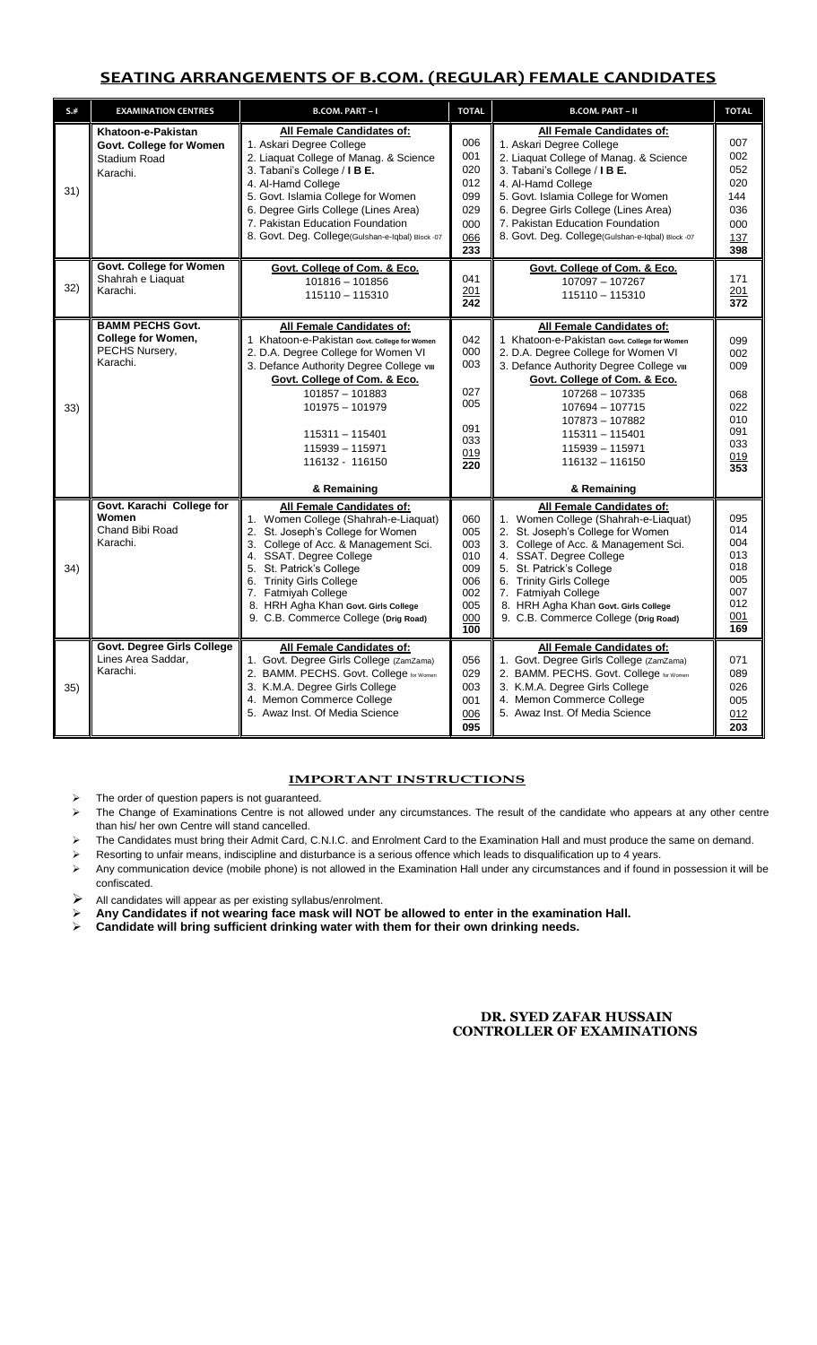## SEATING ARRANGEMENTS OF B.COM. (REGULAR) FEMALE CANDIDATES

| S.# | EXAMINATION CENTRES | B.COM. PART – I | TOTAL | B.COM. PART – II | TOTAL |
|---|---|---|---|---|---|
| 31) | **Khatoon-e-Pakistan Govt. College for Women** Stadium Road Karachi. | **All Female Candidates of:**<br>1. Askari Degree College<br>2. Liaquat College of Manag. & Science<br>3. Tabani's College / **I B E.**<br>4. Al-Hamd College<br>5. Govt. Islamia College for Women<br>6. Degree Girls College (Lines Area)<br>7. Pakistan Education Foundation<br>8. Govt. Deg. College(Gulshan-e-Iqbal) Block -07 | 006<br>001<br>020<br>012<br>099<br>029<br>000<br>066<br>**233** | **All Female Candidates of:**<br>1. Askari Degree College<br>2. Liaquat College of Manag. & Science<br>3. Tabani's College / **I B E.**<br>4. Al-Hamd College<br>5. Govt. Islamia College for Women<br>6. Degree Girls College (Lines Area)<br>7. Pakistan Education Foundation<br>8. Govt. Deg. College(Gulshan-e-Iqbal) Block -07 | 007<br>002<br>052<br>020<br>144<br>036<br>000<br>137<br>**398** |
| 32) | **Govt. College for Women** Shahrah e Liaquat Karachi. | **Govt. College of Com. & Eco.**<br>101816 – 101856<br>115110 – 115310 | 041<br>201<br>**242** | **Govt. College of Com. & Eco.**<br>107097 – 107267<br>115110 – 115310 | 171<br>201<br>**372** |
| 33) | **BAMM PECHS Govt. College for Women,** PECHS Nursery, Karachi. | **All Female Candidates of:**<br>1 Khatoon-e-Pakistan Govt. College for Women<br>2. D.A. Degree College for Women VI<br>3. Defance Authority Degree College VIII<br>**Govt. College of Com. & Eco.**<br>101857 – 101883<br>101975 – 101979<br>115311 – 115401<br>115939 – 115971<br>116132 - 116150<br>**& Remaining** | 042<br>000<br>003<br>027<br>005<br>091<br>033<br>019<br>**220** | **All Female Candidates of:**<br>1 Khatoon-e-Pakistan Govt. College for Women<br>2. D.A. Degree College for Women VI<br>3. Defance Authority Degree College VIII<br>**Govt. College of Com. & Eco.**<br>107268 – 107335<br>107694 – 107715<br>107873 – 107882<br>115311 – 115401<br>115939 – 115971<br>116132 – 116150<br>**& Remaining** | 099<br>002<br>009<br>068<br>022<br>010<br>091<br>033<br>019<br>**353** |
| 34) | **Govt. Karachi College for Women** Chand Bibi Road Karachi. | **All Female Candidates of:**<br>1. Women College (Shahrah-e-Liaqat)<br>2. St. Joseph's College for Women<br>3. College of Acc. & Management Sci.<br>4. SSAT. Degree College<br>5. St. Patrick's College<br>6. Trinity Girls College<br>7. Fatmiyah College<br>8. HRH Agha Khan Govt. Girls College<br>9. C.B. Commerce College (Drig Road) | 060<br>005<br>003<br>010<br>009<br>006<br>002<br>005<br>000<br>**100** | **All Female Candidates of:**<br>1. Women College (Shahrah-e-Liaqat)<br>2. St. Joseph's College for Women<br>3. College of Acc. & Management Sci.<br>4. SSAT. Degree College<br>5. St. Patrick's College<br>6. Trinity Girls College<br>7. Fatmiyah College<br>8. HRH Agha Khan Govt. Girls College<br>9. C.B. Commerce College (Drig Road) | 095<br>014<br>004<br>013<br>018<br>005<br>007<br>012<br>001<br>**169** |
| 35) | **Govt. Degree Girls College** Lines Area Saddar, Karachi. | **All Female Candidates of:**<br>1. Govt. Degree Girls College (ZamZama)<br>2. BAMM. PECHS. Govt. College for Women<br>3. K.M.A. Degree Girls College<br>4. Memon Commerce College<br>5. Awaz Inst. Of Media Science | 056<br>029<br>003<br>001<br>006<br>**095** | **All Female Candidates of:**<br>1. Govt. Degree Girls College (ZamZama)<br>2. BAMM. PECHS. Govt. College for Women<br>3. K.M.A. Degree Girls College<br>4. Memon Commerce College<br>5. Awaz Inst. Of Media Science | 071<br>089<br>026<br>005<br>012<br>**203** |

### IMPORTANT INSTRUCTIONS

- The order of question papers is not guaranteed.
- The Change of Examinations Centre is not allowed under any circumstances. The result of the candidate who appears at any other centre than his/ her own Centre will stand cancelled.
- The Candidates must bring their Admit Card, C.N.I.C. and Enrolment Card to the Examination Hall and must produce the same on demand.
- Resorting to unfair means, indiscipline and disturbance is a serious offence which leads to disqualification up to 4 years.
- Any communication device (mobile phone) is not allowed in the Examination Hall under any circumstances and if found in possession it will be confiscated.
- All candidates will appear as per existing syllabus/enrolment.
- **Any Candidates if not wearing face mask will NOT be allowed to enter in the examination Hall.**
- **Candidate will bring sufficient drinking water with them for their own drinking needs.**

**DR. SYED ZAFAR HUSSAIN**
**CONTROLLER OF EXAMINATIONS**